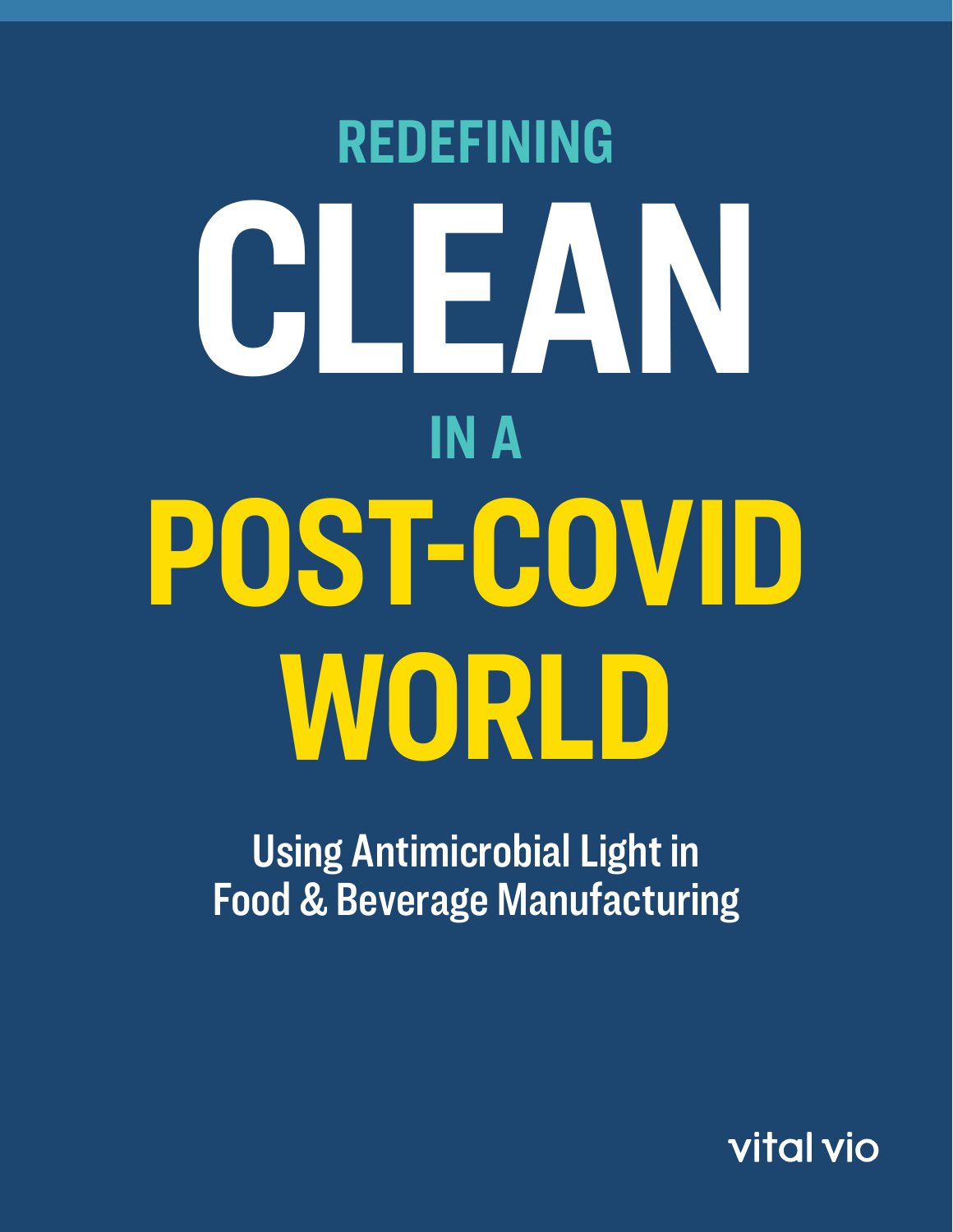# REDEFINING CLEAN IN A POST-COVID WORLD

## Using Antimicrobial Light in Food & Beverage Manufacturing

vital vio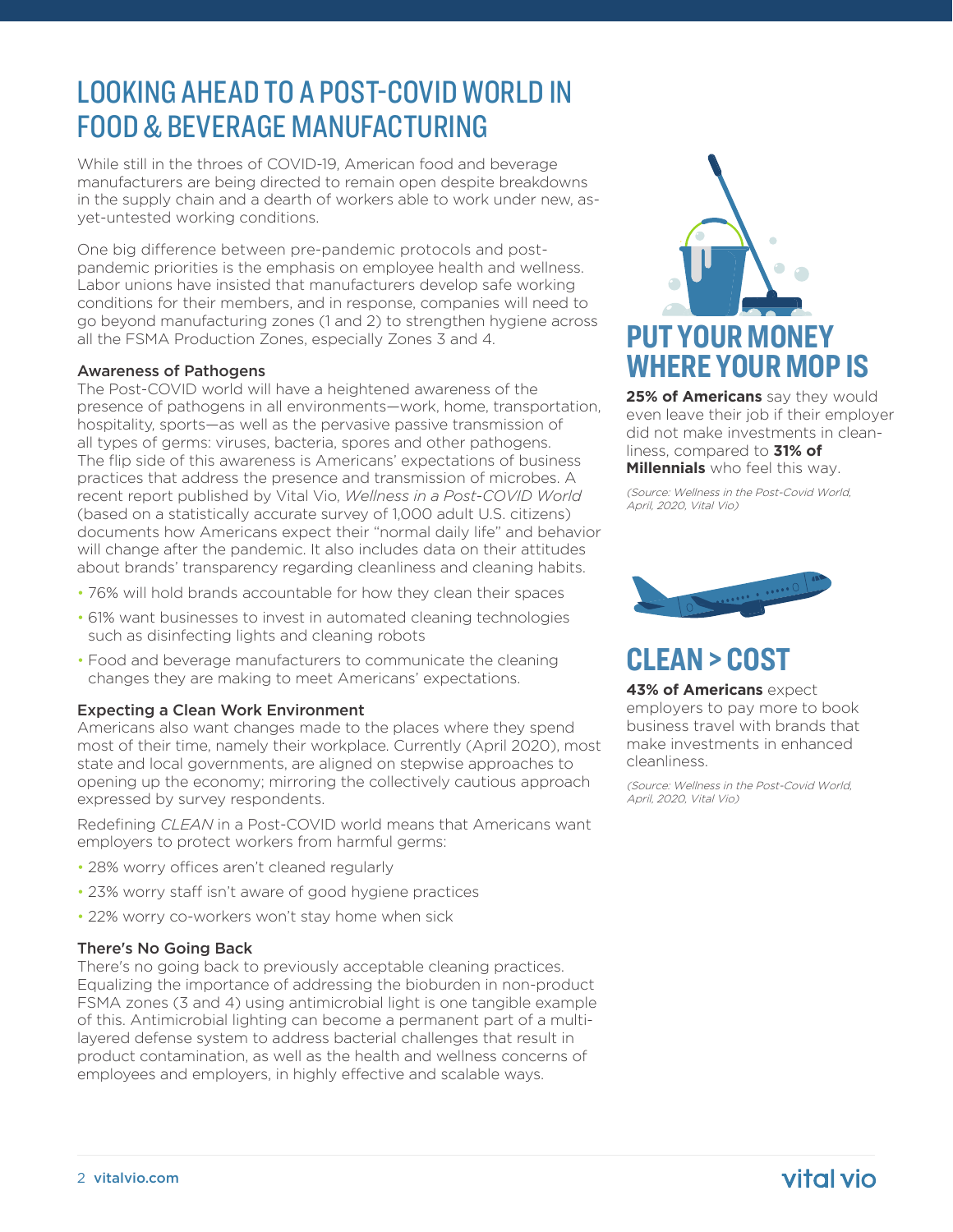# LOOKING AHEAD TO A POST-COVID WORLD IN FOOD & BEVERAGE MANUFACTURING

While still in the throes of COVID-19, American food and beverage manufacturers are being directed to remain open despite breakdowns in the supply chain and a dearth of workers able to work under new, as-yet-untested working conditions.

One big difference between pre-pandemic protocols and post-pandemic priorities is the emphasis on employee health and wellness. Labor unions have insisted that manufacturers develop safe working conditions for their members, and in response, companies will need to go beyond manufacturing zones (1 and 2) to strengthen hygiene across all the FSMA Production Zones, especially Zones 3 and 4.

### Awareness of Pathogens

The Post-COVID world will have a heightened awareness of the presence of pathogens in all environments—work, home, transportation, hospitality, sports—as well as the pervasive passive transmission of all types of germs: viruses, bacteria, spores and other pathogens. The flip side of this awareness is Americans' expectations of business practices that address the presence and transmission of microbes. A recent report published by Vital Vio, *Wellness in a Post-COVID World* (based on a statistically accurate survey of 1,000 adult U.S. citizens) documents how Americans expect their "normal daily life" and behavior will change after the pandemic. It also includes data on their attitudes about brands' transparency regarding cleanliness and cleaning habits.

- 76% will hold brands accountable for how they clean their spaces
- 61% want businesses to invest in automated cleaning technologies such as disinfecting lights and cleaning robots
- Food and beverage manufacturers to communicate the cleaning changes they are making to meet Americans' expectations.

### Expecting a Clean Work Environment

Americans also want changes made to the places where they spend most of their time, namely their workplace. Currently (April 2020), most state and local governments, are aligned on stepwise approaches to opening up the economy; mirroring the collectively cautious approach expressed by survey respondents.

Redefining *CLEAN* in a Post-COVID world means that Americans want employers to protect workers from harmful germs:

- 28% worry offices aren't cleaned regularly
- 23% worry staff isn't aware of good hygiene practices
- 22% worry co-workers won't stay home when sick

### There's No Going Back

There's no going back to previously acceptable cleaning practices. Equalizing the importance of addressing the bioburden in non-product FSMA zones (3 and 4) using antimicrobial light is one tangible example of this. Antimicrobial lighting can become a permanent part of a multi-layered defense system to address bacterial challenges that result in product contamination, as well as the health and wellness concerns of employees and employers, in highly effective and scalable ways.

## PUT YOUR MONEY WHERE YOUR MOP IS

**25% of Americans** say they would even leave their job if their employer did not make investments in cleanliness, compared to **31% of Millennials** who feel this way.

*(Source: Wellness in the Post-Covid World, April, 2020, Vital Vio)*

## CLEAN > COST

**43% of Americans** expect employers to pay more to book business travel with brands that make investments in enhanced cleanliness.

*(Source: Wellness in the Post-Covid World, April, 2020, Vital Vio)*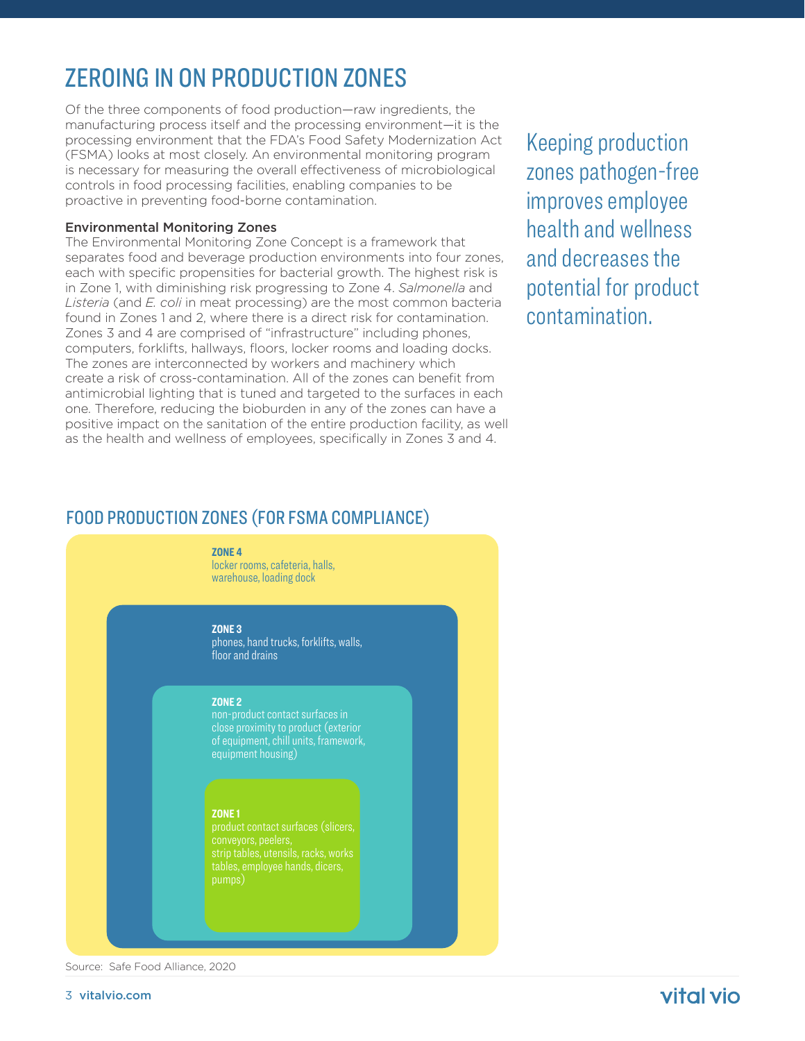# ZEROING IN ON PRODUCTION ZONES

Of the three components of food production—raw ingredients, the manufacturing process itself and the processing environment—it is the processing environment that the FDA's Food Safety Modernization Act (FSMA) looks at most closely. An environmental monitoring program is necessary for measuring the overall effectiveness of microbiological controls in food processing facilities, enabling companies to be proactive in preventing food-borne contamination.

**Environmental Monitoring Zones**

The Environmental Monitoring Zone Concept is a framework that separates food and beverage production environments into four zones, each with specific propensities for bacterial growth. The highest risk is in Zone 1, with diminishing risk progressing to Zone 4. *Salmonella* and *Listeria* (and *E. coli* in meat processing) are the most common bacteria found in Zones 1 and 2, where there is a direct risk for contamination. Zones 3 and 4 are comprised of "infrastructure" including phones, computers, forklifts, hallways, floors, locker rooms and loading docks. The zones are interconnected by workers and machinery which create a risk of cross-contamination. All of the zones can benefit from antimicrobial lighting that is tuned and targeted to the surfaces in each one. Therefore, reducing the bioburden in any of the zones can have a positive impact on the sanitation of the entire production facility, as well as the health and wellness of employees, specifically in Zones 3 and 4.

Keeping production zones pathogen-free improves employee health and wellness and decreases the potential for product contamination.

## FOOD PRODUCTION ZONES (FOR FSMA COMPLIANCE)

**ZONE 4**
locker rooms, cafeteria, halls, warehouse, loading dock

**ZONE 3**
phones, hand trucks, forklifts, walls, floor and drains

**ZONE 2**
non-product contact surfaces in close proximity to product (exterior of equipment, chill units, framework, equipment housing)

**ZONE 1**
product contact surfaces (slicers, conveyors, peelers, strip tables, utensils, racks, works tables, employee hands, dicers, pumps)

Source: Safe Food Alliance, 2020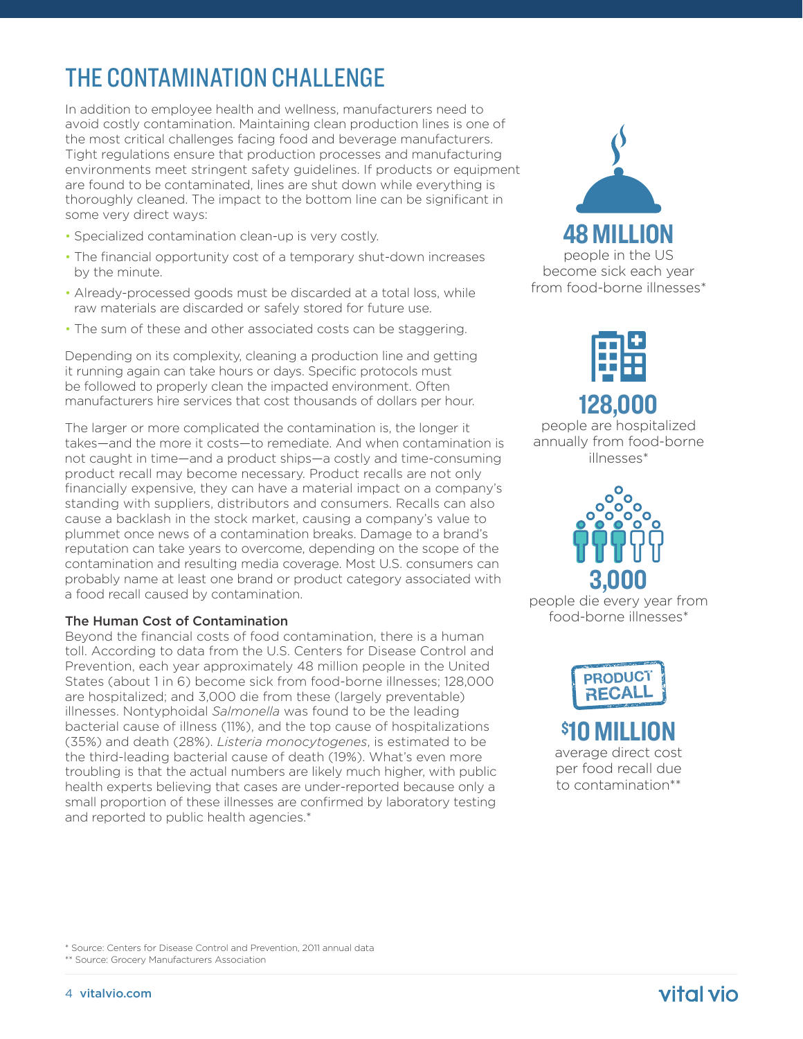# THE CONTAMINATION CHALLENGE

In addition to employee health and wellness, manufacturers need to avoid costly contamination. Maintaining clean production lines is one of the most critical challenges facing food and beverage manufacturers. Tight regulations ensure that production processes and manufacturing environments meet stringent safety guidelines. If products or equipment are found to be contaminated, lines are shut down while everything is thoroughly cleaned. The impact to the bottom line can be significant in some very direct ways:

- Specialized contamination clean-up is very costly.
- The financial opportunity cost of a temporary shut-down increases by the minute.
- Already-processed goods must be discarded at a total loss, while raw materials are discarded or safely stored for future use.
- The sum of these and other associated costs can be staggering.

Depending on its complexity, cleaning a production line and getting it running again can take hours or days. Specific protocols must be followed to properly clean the impacted environment. Often manufacturers hire services that cost thousands of dollars per hour.

The larger or more complicated the contamination is, the longer it takes—and the more it costs—to remediate. And when contamination is not caught in time—and a product ships—a costly and time-consuming product recall may become necessary. Product recalls are not only financially expensive, they can have a material impact on a company's standing with suppliers, distributors and consumers. Recalls can also cause a backlash in the stock market, causing a company's value to plummet once news of a contamination breaks. Damage to a brand's reputation can take years to overcome, depending on the scope of the contamination and resulting media coverage. Most U.S. consumers can probably name at least one brand or product category associated with a food recall caused by contamination.

### The Human Cost of Contamination

Beyond the financial costs of food contamination, there is a human toll. According to data from the U.S. Centers for Disease Control and Prevention, each year approximately 48 million people in the United States (about 1 in 6) become sick from food-borne illnesses; 128,000 are hospitalized; and 3,000 die from these (largely preventable) illnesses. Nontyphoidal *Salmonella* was found to be the leading bacterial cause of illness (11%), and the top cause of hospitalizations (35%) and death (28%). *Listeria monocytogenes*, is estimated to be the third-leading bacterial cause of death (19%). What's even more troubling is that the actual numbers are likely much higher, with public health experts believing that cases are under-reported because only a small proportion of these illnesses are confirmed by laboratory testing and reported to public health agencies.*

**48 MILLION**
people in the US become sick each year from food-borne illnesses*

**128,000**
people are hospitalized annually from food-borne illnesses*

**3,000**
people die every year from food-borne illnesses*

PRODUCT RECALL

**$10 MILLION**
average direct cost per food recall due to contamination**

\* Source: Centers for Disease Control and Prevention, 2011 annual data

\** Source: Grocery Manufacturers Association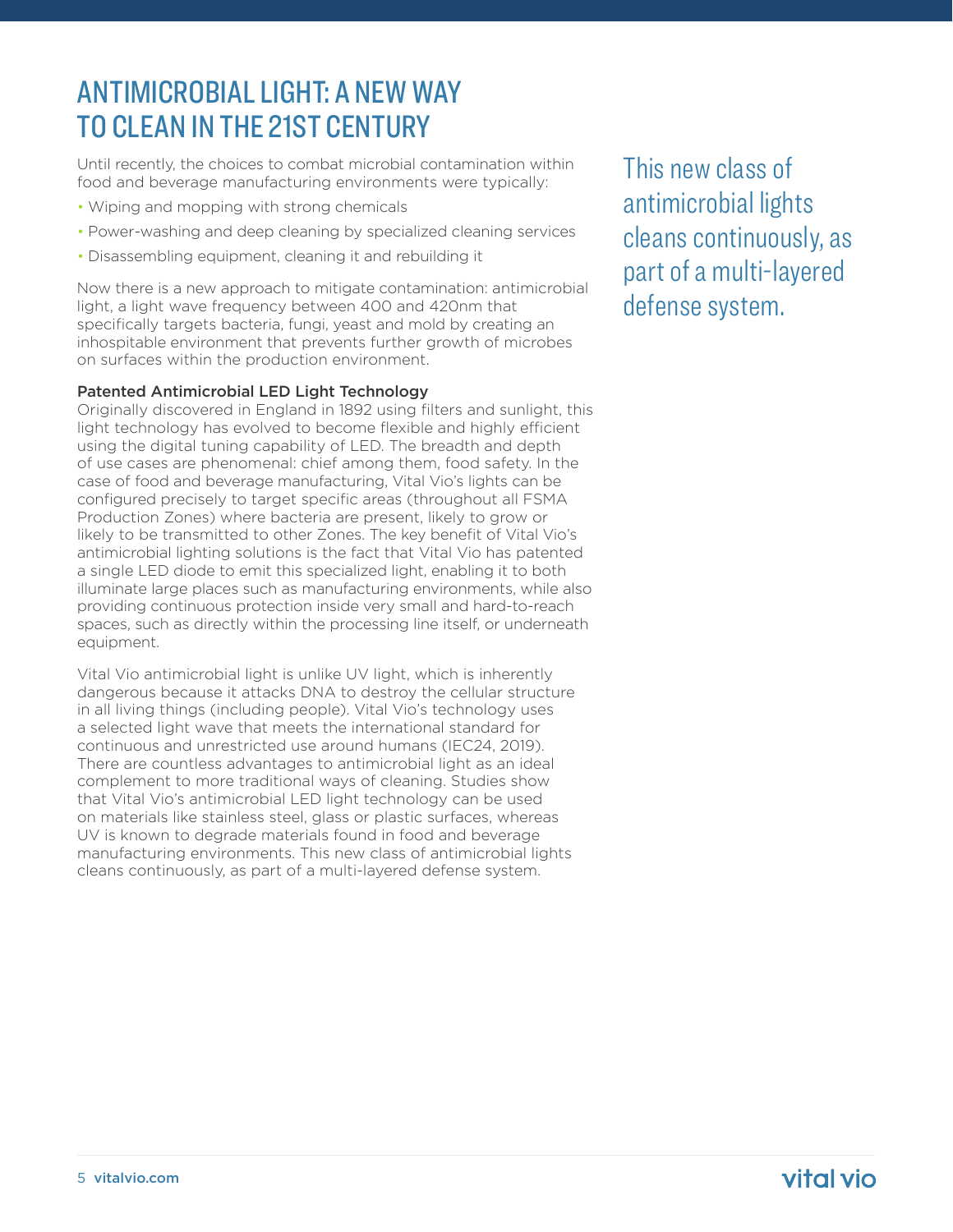# ANTIMICROBIAL LIGHT: A NEW WAY TO CLEAN IN THE 21ST CENTURY

Until recently, the choices to combat microbial contamination within food and beverage manufacturing environments were typically:

- Wiping and mopping with strong chemicals
- Power-washing and deep cleaning by specialized cleaning services
- Disassembling equipment, cleaning it and rebuilding it

Now there is a new approach to mitigate contamination: antimicrobial light, a light wave frequency between 400 and 420nm that specifically targets bacteria, fungi, yeast and mold by creating an inhospitable environment that prevents further growth of microbes on surfaces within the production environment.

### Patented Antimicrobial LED Light Technology

Originally discovered in England in 1892 using filters and sunlight, this light technology has evolved to become flexible and highly efficient using the digital tuning capability of LED. The breadth and depth of use cases are phenomenal: chief among them, food safety. In the case of food and beverage manufacturing, Vital Vio's lights can be configured precisely to target specific areas (throughout all FSMA Production Zones) where bacteria are present, likely to grow or likely to be transmitted to other Zones. The key benefit of Vital Vio's antimicrobial lighting solutions is the fact that Vital Vio has patented a single LED diode to emit this specialized light, enabling it to both illuminate large places such as manufacturing environments, while also providing continuous protection inside very small and hard-to-reach spaces, such as directly within the processing line itself, or underneath equipment.

Vital Vio antimicrobial light is unlike UV light, which is inherently dangerous because it attacks DNA to destroy the cellular structure in all living things (including people). Vital Vio's technology uses a selected light wave that meets the international standard for continuous and unrestricted use around humans (IEC24, 2019). There are countless advantages to antimicrobial light as an ideal complement to more traditional ways of cleaning. Studies show that Vital Vio's antimicrobial LED light technology can be used on materials like stainless steel, glass or plastic surfaces, whereas UV is known to degrade materials found in food and beverage manufacturing environments. This new class of antimicrobial lights cleans continuously, as part of a multi-layered defense system.

> This new class of antimicrobial lights cleans continuously, as part of a multi-layered defense system.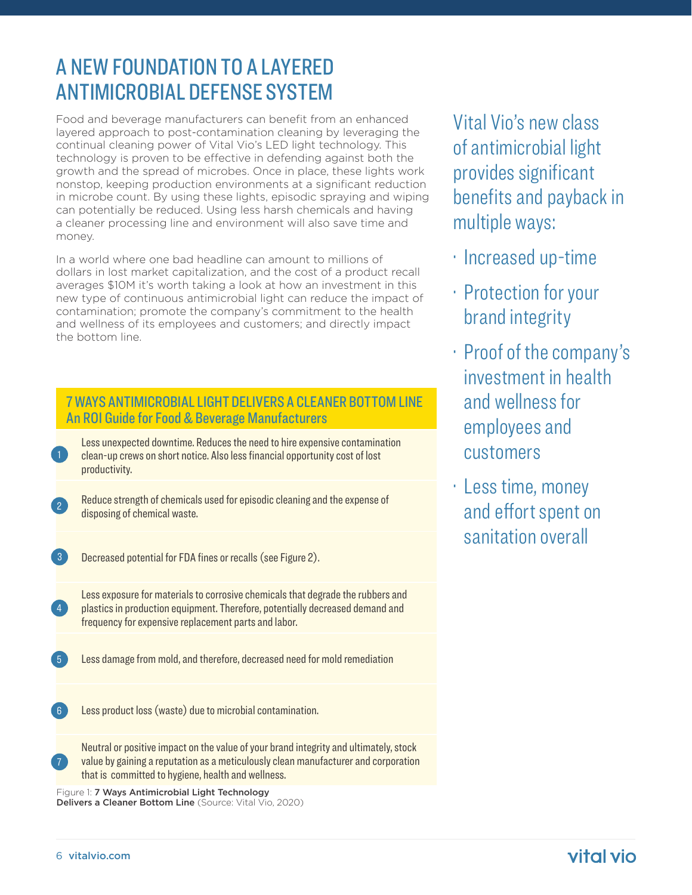# A NEW FOUNDATION TO A LAYERED ANTIMICROBIAL DEFENSE SYSTEM

Food and beverage manufacturers can benefit from an enhanced layered approach to post-contamination cleaning by leveraging the continual cleaning power of Vital Vio's LED light technology. This technology is proven to be effective in defending against both the growth and the spread of microbes. Once in place, these lights work nonstop, keeping production environments at a significant reduction in microbe count. By using these lights, episodic spraying and wiping can potentially be reduced. Using less harsh chemicals and having a cleaner processing line and environment will also save time and money.

In a world where one bad headline can amount to millions of dollars in lost market capitalization, and the cost of a product recall averages $10M it's worth taking a look at how an investment in this new type of continuous antimicrobial light can reduce the impact of contamination; promote the company's commitment to the health and wellness of its employees and customers; and directly impact the bottom line.

Vital Vio's new class of antimicrobial light provides significant benefits and payback in multiple ways:

- Increased up-time
- Protection for your brand integrity
- Proof of the company's investment in health and wellness for employees and customers
- Less time, money and effort spent on sanitation overall

## 7 WAYS ANTIMICROBIAL LIGHT DELIVERS A CLEANER BOTTOM LINE
### An ROI Guide for Food & Beverage Manufacturers

1. Less unexpected downtime. Reduces the need to hire expensive contamination clean-up crews on short notice. Also less financial opportunity cost of lost productivity.
2. Reduce strength of chemicals used for episodic cleaning and the expense of disposing of chemical waste.
3. Decreased potential for FDA fines or recalls (see Figure 2).
4. Less exposure for materials to corrosive chemicals that degrade the rubbers and plastics in production equipment. Therefore, potentially decreased demand and frequency for expensive replacement parts and labor.
5. Less damage from mold, and therefore, decreased need for mold remediation
6. Less product loss (waste) due to microbial contamination.
7. Neutral or positive impact on the value of your brand integrity and ultimately, stock value by gaining a reputation as a meticulously clean manufacturer and corporation that is committed to hygiene, health and wellness.

Figure 1: **7 Ways Antimicrobial Light Technology Delivers a Cleaner Bottom Line** (Source: Vital Vio, 2020)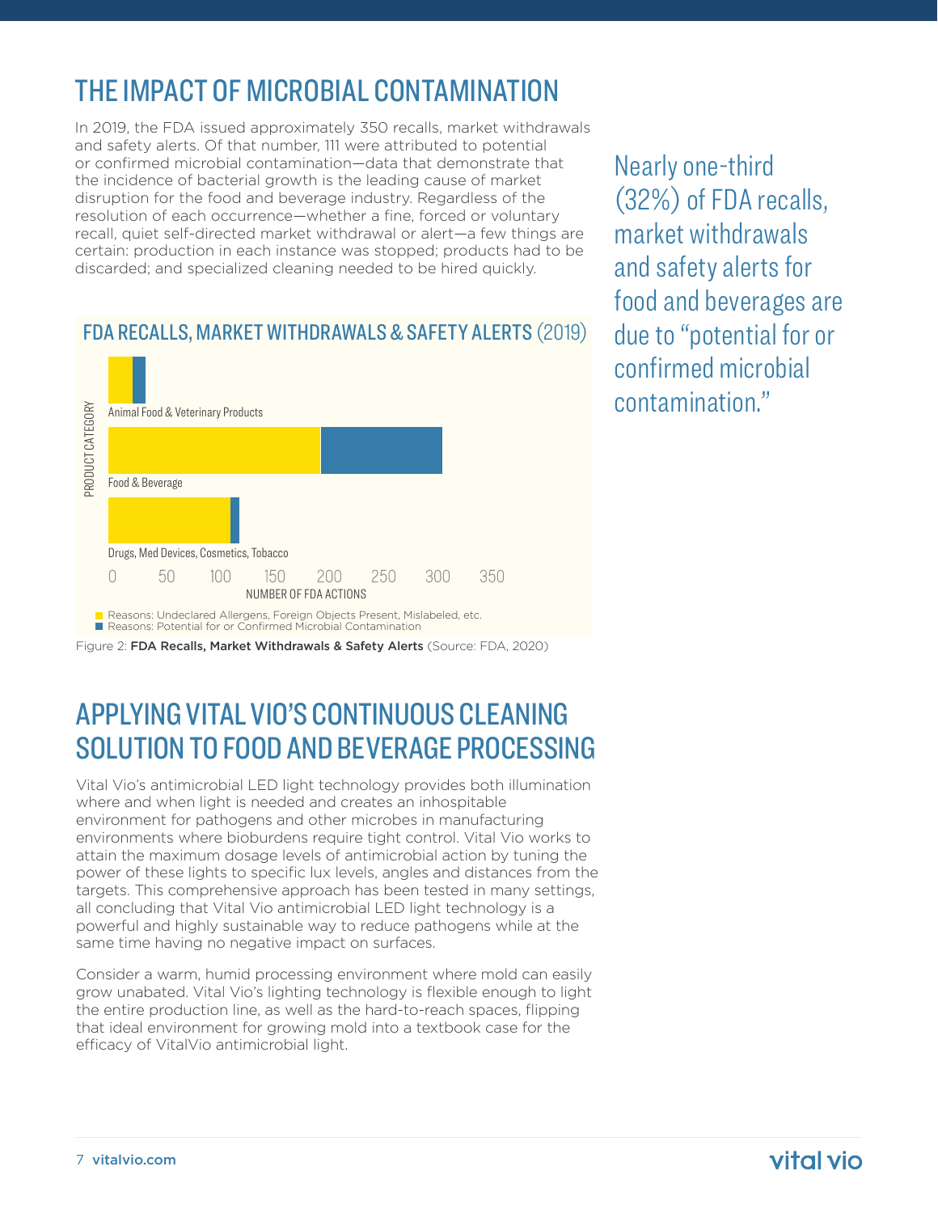## THE IMPACT OF MICROBIAL CONTAMINATION

In 2019, the FDA issued approximately 350 recalls, market withdrawals and safety alerts. Of that number, 111 were attributed to potential or confirmed microbial contamination—data that demonstrate that the incidence of bacterial growth is the leading cause of market disruption for the food and beverage industry. Regardless of the resolution of each occurrence—whether a fine, forced or voluntary recall, quiet self-directed market withdrawal or alert—a few things are certain: production in each instance was stopped; products had to be discarded; and specialized cleaning needed to be hired quickly.

> Nearly one-third (32%) of FDA recalls, market withdrawals and safety alerts for food and beverages are due to "potential for or confirmed microbial contamination."

**FDA RECALLS, MARKET WITHDRAWALS & SAFETY ALERTS (2019)**

PRODUCT CATEGORY: Animal Food & Veterinary Products; Food & Beverage; Drugs, Med Devices, Cosmetics, Tobacco

NUMBER OF FDA ACTIONS: 0, 50, 100, 150, 200, 250, 300, 350

- Reasons: Undeclared Allergens, Foreign Objects Present, Mislabeled, etc.
- Reasons: Potential for or Confirmed Microbial Contamination

Figure 2: **FDA Recalls, Market Withdrawals & Safety Alerts** (Source: FDA, 2020)

## APPLYING VITAL VIO'S CONTINUOUS CLEANING SOLUTION TO FOOD AND BEVERAGE PROCESSING

Vital Vio's antimicrobial LED light technology provides both illumination where and when light is needed and creates an inhospitable environment for pathogens and other microbes in manufacturing environments where bioburdens require tight control. Vital Vio works to attain the maximum dosage levels of antimicrobial action by tuning the power of these lights to specific lux levels, angles and distances from the targets. This comprehensive approach has been tested in many settings, all concluding that Vital Vio antimicrobial LED light technology is a powerful and highly sustainable way to reduce pathogens while at the same time having no negative impact on surfaces.

Consider a warm, humid processing environment where mold can easily grow unabated. Vital Vio's lighting technology is flexible enough to light the entire production line, as well as the hard-to-reach spaces, flipping that ideal environment for growing mold into a textbook case for the efficacy of VitalVio antimicrobial light.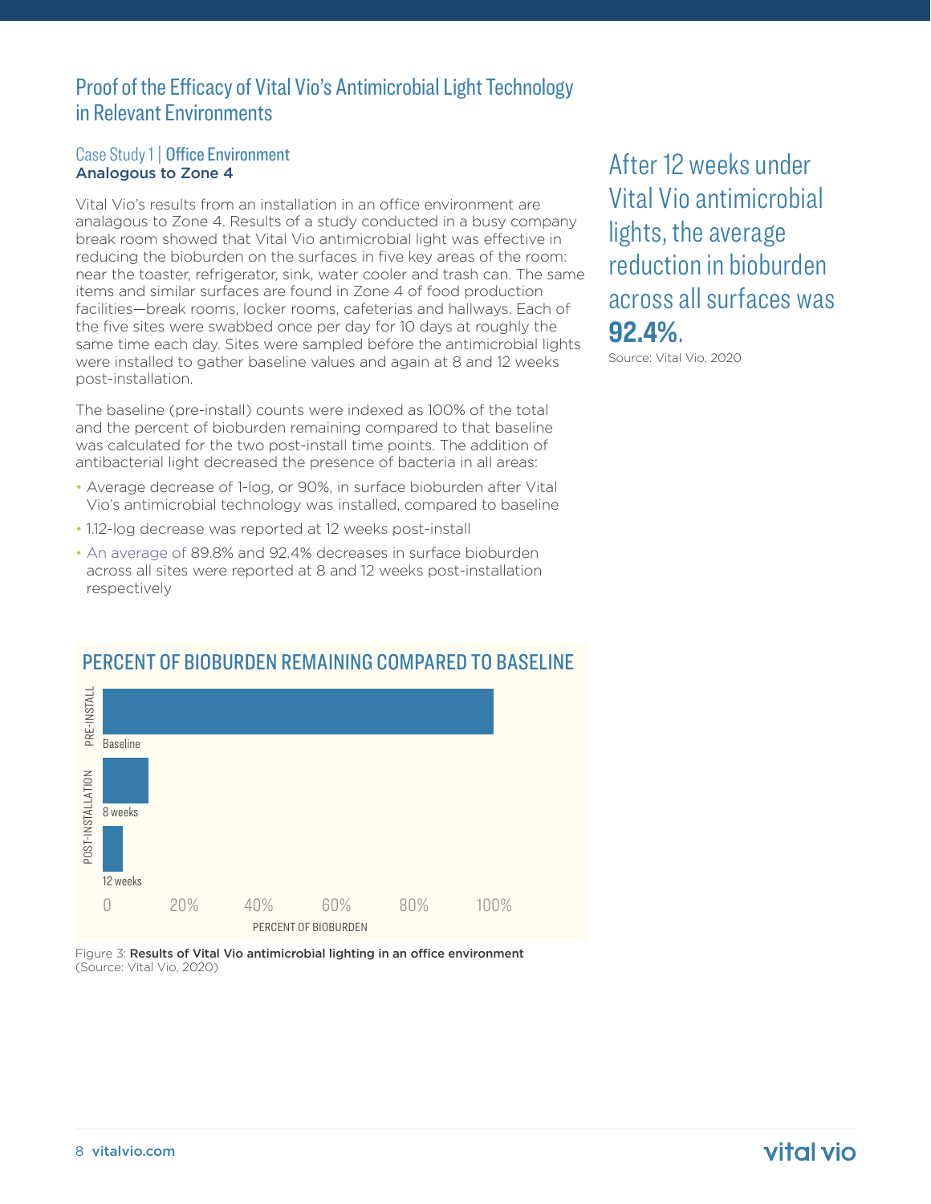## Proof of the Efficacy of Vital Vio's Antimicrobial Light Technology in Relevant Environments

### Case Study 1 | Office Environment
**Analogous to Zone 4**

Vital Vio's results from an installation in an office environment are analagous to Zone 4. Results of a study conducted in a busy company break room showed that Vital Vio antimicrobial light was effective in reducing the bioburden on the surfaces in five key areas of the room: near the toaster, refrigerator, sink, water cooler and trash can. The same items and similar surfaces are found in Zone 4 of food production facilities—break rooms, locker rooms, cafeterias and hallways. Each of the five sites were swabbed once per day for 10 days at roughly the same time each day. Sites were sampled before the antimicrobial lights were installed to gather baseline values and again at 8 and 12 weeks post-installation.

The baseline (pre-install) counts were indexed as 100% of the total and the percent of bioburden remaining compared to that baseline was calculated for the two post-install time points. The addition of antibacterial light decreased the presence of bacteria in all areas:

- Average decrease of 1-log, or 90%, in surface bioburden after Vital Vio's antimicrobial technology was installed, compared to baseline
- 1.12-log decrease was reported at 12 weeks post-install
- An average of 89.8% and 92.4% decreases in surface bioburden across all sites were reported at 8 and 12 weeks post-installation respectively

After 12 weeks under Vital Vio antimicrobial lights, the average reduction in bioburden across all surfaces was **92.4%**.

Source: Vital Vio, 2020

**PERCENT OF BIOBURDEN REMAINING COMPARED TO BASELINE**

| | | Percent of bioburden |
|---|---|---|
| PRE-INSTALL | Baseline | 100% |
| POST-INSTALLATION | 8 weeks | ~10% |
| POST-INSTALLATION | 12 weeks | ~5% |

Figure 3: **Results of Vital Vio antimicrobial lighting in an office environment** (Source: Vital Vio, 2020)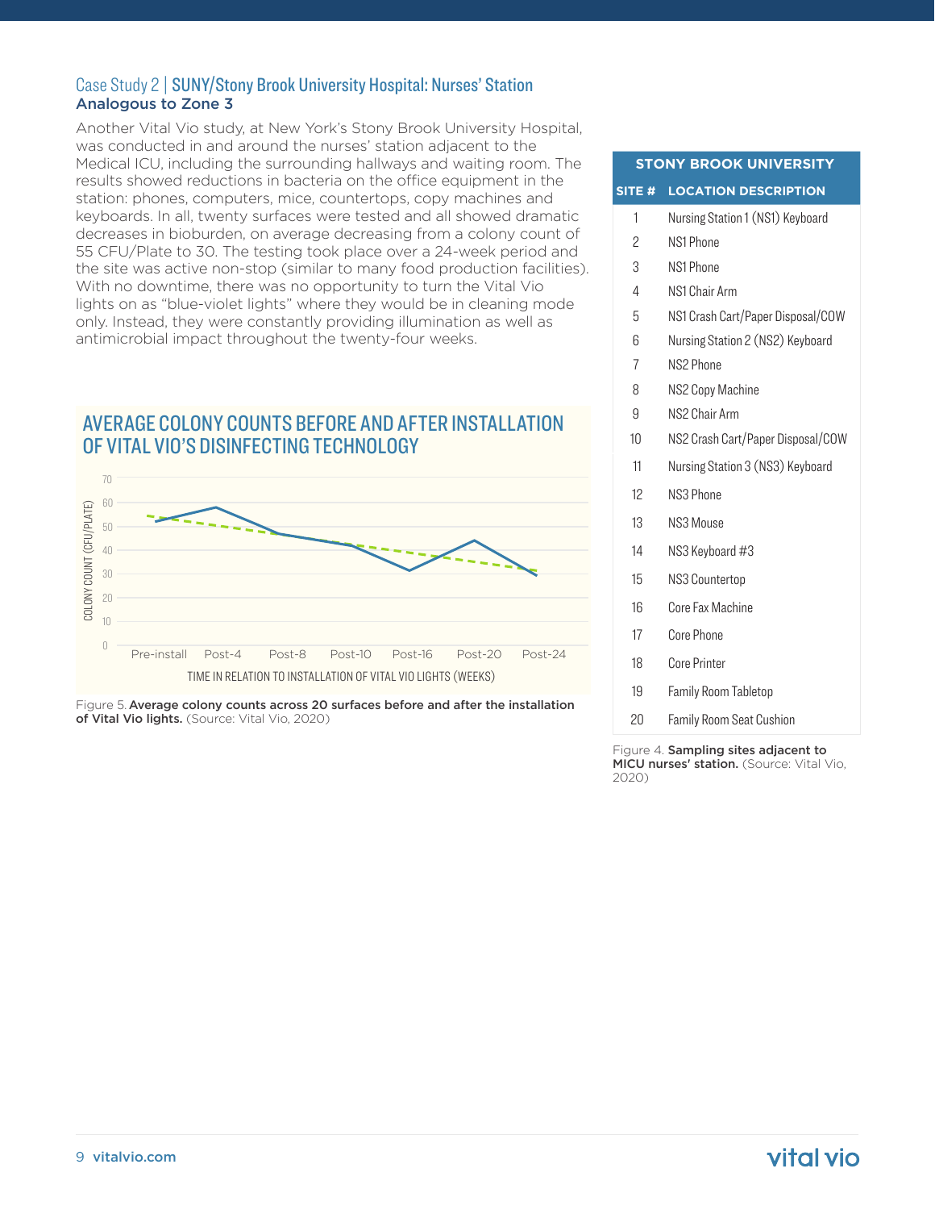## Case Study 2 | SUNY/Stony Brook University Hospital: Nurses' Station

### Analogous to Zone 3

Another Vital Vio study, at New York's Stony Brook University Hospital, was conducted in and around the nurses' station adjacent to the Medical ICU, including the surrounding hallways and waiting room. The results showed reductions in bacteria on the office equipment in the station: phones, computers, mice, countertops, copy machines and keyboards. In all, twenty surfaces were tested and all showed dramatic decreases in bioburden, on average decreasing from a colony count of 55 CFU/Plate to 30. The testing took place over a 24-week period and the site was active non-stop (similar to many food production facilities). With no downtime, there was no opportunity to turn the Vital Vio lights on as "blue-violet lights" where they would be in cleaning mode only. Instead, they were constantly providing illumination as well as antimicrobial impact throughout the twenty-four weeks.

### AVERAGE COLONY COUNTS BEFORE AND AFTER INSTALLATION OF VITAL VIO'S DISINFECTING TECHNOLOGY

COLONY COUNT (CFU/PLATE): 0, 10, 20, 30, 40, 50, 60, 70

Pre-install | Post-4 | Post-8 | Post-10 | Post-16 | Post-20 | Post-24

TIME IN RELATION TO INSTALLATION OF VITAL VIO LIGHTS (WEEKS)

Figure 5. **Average colony counts across 20 surfaces before and after the installation of Vital Vio lights.** (Source: Vital Vio, 2020)

| STONY BROOK UNIVERSITY | |
|---|---|
| **SITE #** | **LOCATION DESCRIPTION** |
| 1 | Nursing Station 1 (NS1) Keyboard |
| 2 | NS1 Phone |
| 3 | NS1 Phone |
| 4 | NS1 Chair Arm |
| 5 | NS1 Crash Cart/Paper Disposal/COW |
| 6 | Nursing Station 2 (NS2) Keyboard |
| 7 | NS2 Phone |
| 8 | NS2 Copy Machine |
| 9 | NS2 Chair Arm |
| 10 | NS2 Crash Cart/Paper Disposal/COW |
| 11 | Nursing Station 3 (NS3) Keyboard |
| 12 | NS3 Phone |
| 13 | NS3 Mouse |
| 14 | NS3 Keyboard #3 |
| 15 | NS3 Countertop |
| 16 | Core Fax Machine |
| 17 | Core Phone |
| 18 | Core Printer |
| 19 | Family Room Tabletop |
| 20 | Family Room Seat Cushion |

Figure 4. **Sampling sites adjacent to MICU nurses' station.** (Source: Vital Vio, 2020)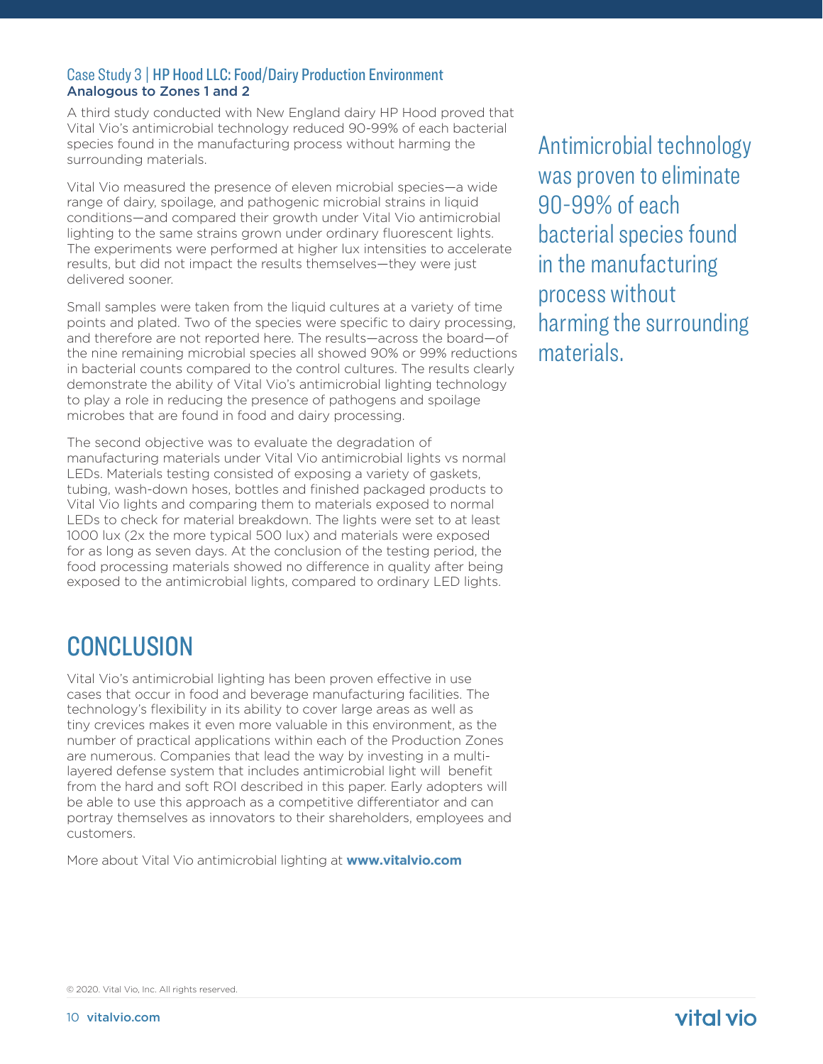### Case Study 3 | HP Hood LLC: Food/Dairy Production Environment

**Analogous to Zones 1 and 2**

A third study conducted with New England dairy HP Hood proved that Vital Vio's antimicrobial technology reduced 90-99% of each bacterial species found in the manufacturing process without harming the surrounding materials.

Vital Vio measured the presence of eleven microbial species—a wide range of dairy, spoilage, and pathogenic microbial strains in liquid conditions—and compared their growth under Vital Vio antimicrobial lighting to the same strains grown under ordinary fluorescent lights. The experiments were performed at higher lux intensities to accelerate results, but did not impact the results themselves—they were just delivered sooner.

Small samples were taken from the liquid cultures at a variety of time points and plated. Two of the species were specific to dairy processing, and therefore are not reported here. The results—across the board—of the nine remaining microbial species all showed 90% or 99% reductions in bacterial counts compared to the control cultures. The results clearly demonstrate the ability of Vital Vio's antimicrobial lighting technology to play a role in reducing the presence of pathogens and spoilage microbes that are found in food and dairy processing.

The second objective was to evaluate the degradation of manufacturing materials under Vital Vio antimicrobial lights vs normal LEDs. Materials testing consisted of exposing a variety of gaskets, tubing, wash-down hoses, bottles and finished packaged products to Vital Vio lights and comparing them to materials exposed to normal LEDs to check for material breakdown. The lights were set to at least 1000 lux (2x the more typical 500 lux) and materials were exposed for as long as seven days. At the conclusion of the testing period, the food processing materials showed no difference in quality after being exposed to the antimicrobial lights, compared to ordinary LED lights.

Antimicrobial technology was proven to eliminate 90-99% of each bacterial species found in the manufacturing process without harming the surrounding materials.

## CONCLUSION

Vital Vio's antimicrobial lighting has been proven effective in use cases that occur in food and beverage manufacturing facilities. The technology's flexibility in its ability to cover large areas as well as tiny crevices makes it even more valuable in this environment, as the number of practical applications within each of the Production Zones are numerous. Companies that lead the way by investing in a multi-layered defense system that includes antimicrobial light will benefit from the hard and soft ROI described in this paper. Early adopters will be able to use this approach as a competitive differentiator and can portray themselves as innovators to their shareholders, employees and customers.

More about Vital Vio antimicrobial lighting at **www.vitalvio.com**

© 2020. Vital Vio, Inc. All rights reserved.